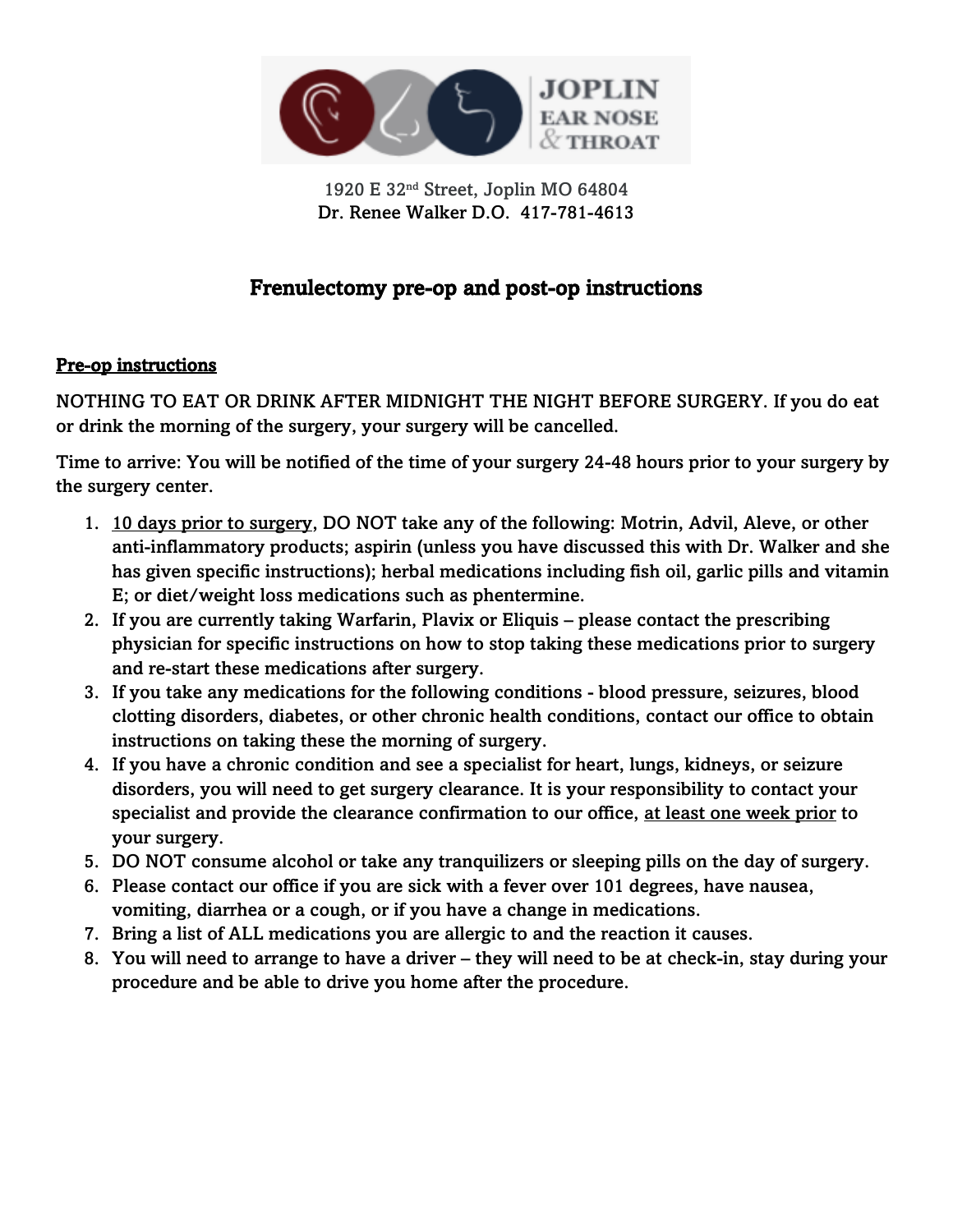JOPLIN EAR NOSE & THROAT

1920 E 32nd Street, Joplin MO 64804
Dr. Renee Walker D.O. 417-781-4613

# Frenulectomy pre-op and post-op instructions

## Pre-op instructions

NOTHING TO EAT OR DRINK AFTER MIDNIGHT THE NIGHT BEFORE SURGERY. If you do eat or drink the morning of the surgery, your surgery will be cancelled.

Time to arrive: You will be notified of the time of your surgery 24-48 hours prior to your surgery by the surgery center.

1. 10 days prior to surgery, DO NOT take any of the following: Motrin, Advil, Aleve, or other anti-inflammatory products; aspirin (unless you have discussed this with Dr. Walker and she has given specific instructions); herbal medications including fish oil, garlic pills and vitamin E; or diet/weight loss medications such as phentermine.
2. If you are currently taking Warfarin, Plavix or Eliquis – please contact the prescribing physician for specific instructions on how to stop taking these medications prior to surgery and re-start these medications after surgery.
3. If you take any medications for the following conditions - blood pressure, seizures, blood clotting disorders, diabetes, or other chronic health conditions, contact our office to obtain instructions on taking these the morning of surgery.
4. If you have a chronic condition and see a specialist for heart, lungs, kidneys, or seizure disorders, you will need to get surgery clearance. It is your responsibility to contact your specialist and provide the clearance confirmation to our office, at least one week prior to your surgery.
5. DO NOT consume alcohol or take any tranquilizers or sleeping pills on the day of surgery.
6. Please contact our office if you are sick with a fever over 101 degrees, have nausea, vomiting, diarrhea or a cough, or if you have a change in medications.
7. Bring a list of ALL medications you are allergic to and the reaction it causes.
8. You will need to arrange to have a driver – they will need to be at check-in, stay during your procedure and be able to drive you home after the procedure.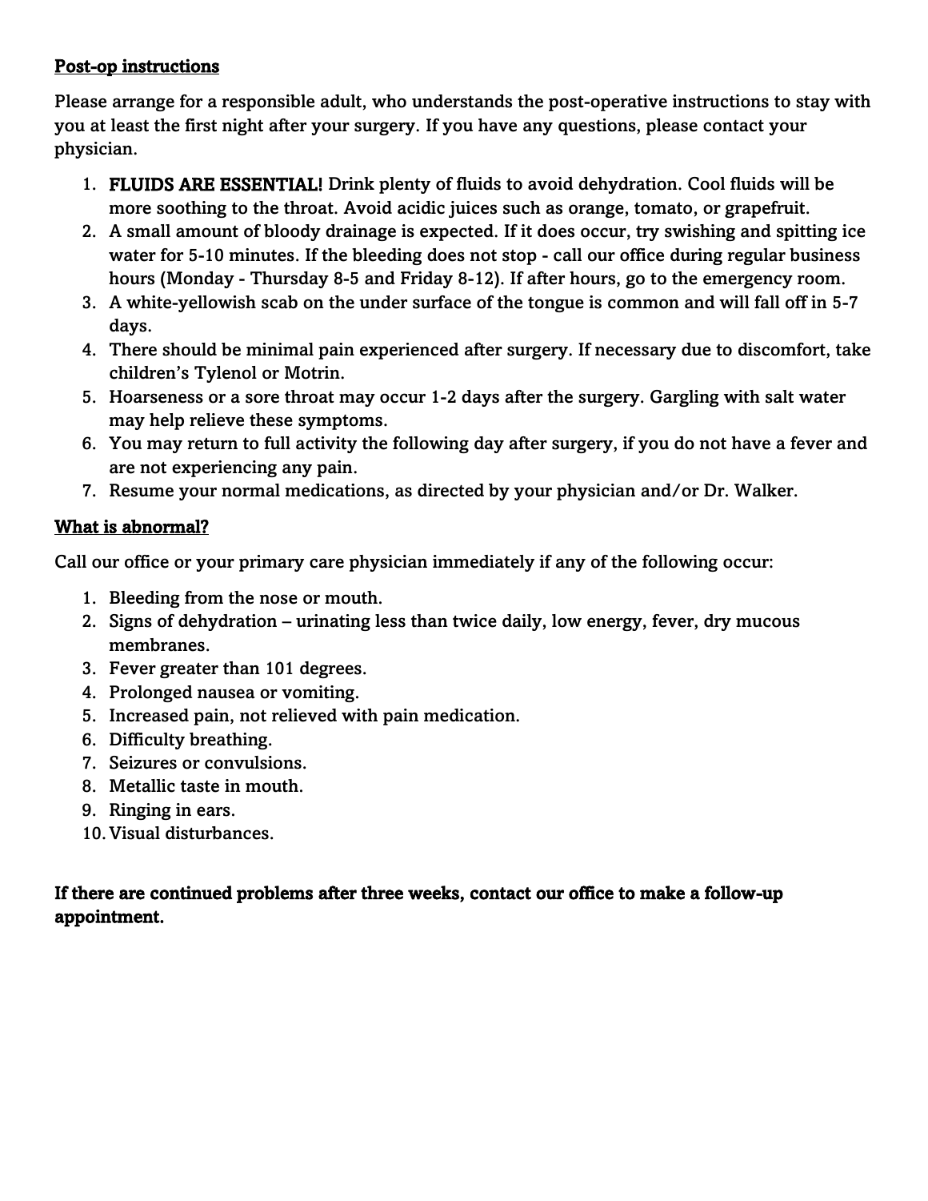## Post-op instructions

Please arrange for a responsible adult, who understands the post-operative instructions to stay with you at least the first night after your surgery. If you have any questions, please contact your physician.

1. **FLUIDS ARE ESSENTIAL!** Drink plenty of fluids to avoid dehydration. Cool fluids will be more soothing to the throat. Avoid acidic juices such as orange, tomato, or grapefruit.
2. A small amount of bloody drainage is expected. If it does occur, try swishing and spitting ice water for 5-10 minutes. If the bleeding does not stop - call our office during regular business hours (Monday - Thursday 8-5 and Friday 8-12). If after hours, go to the emergency room.
3. A white-yellowish scab on the under surface of the tongue is common and will fall off in 5-7 days.
4. There should be minimal pain experienced after surgery. If necessary due to discomfort, take children's Tylenol or Motrin.
5. Hoarseness or a sore throat may occur 1-2 days after the surgery. Gargling with salt water may help relieve these symptoms.
6. You may return to full activity the following day after surgery, if you do not have a fever and are not experiencing any pain.
7. Resume your normal medications, as directed by your physician and/or Dr. Walker.

## What is abnormal?

Call our office or your primary care physician immediately if any of the following occur:

1. Bleeding from the nose or mouth.
2. Signs of dehydration – urinating less than twice daily, low energy, fever, dry mucous membranes.
3. Fever greater than 101 degrees.
4. Prolonged nausea or vomiting.
5. Increased pain, not relieved with pain medication.
6. Difficulty breathing.
7. Seizures or convulsions.
8. Metallic taste in mouth.
9. Ringing in ears.
10. Visual disturbances.

**If there are continued problems after three weeks, contact our office to make a follow-up appointment.**